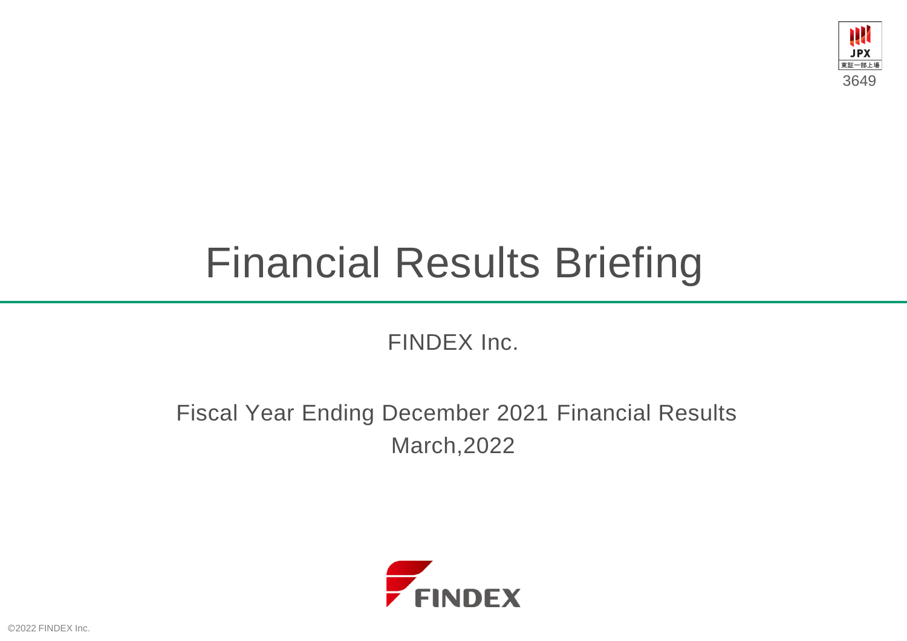3649

# Financial Results Briefing

FINDEX Inc.

Fiscal Year Ending December 2021 Financial Results

March,2022

©2022 FINDEX Inc.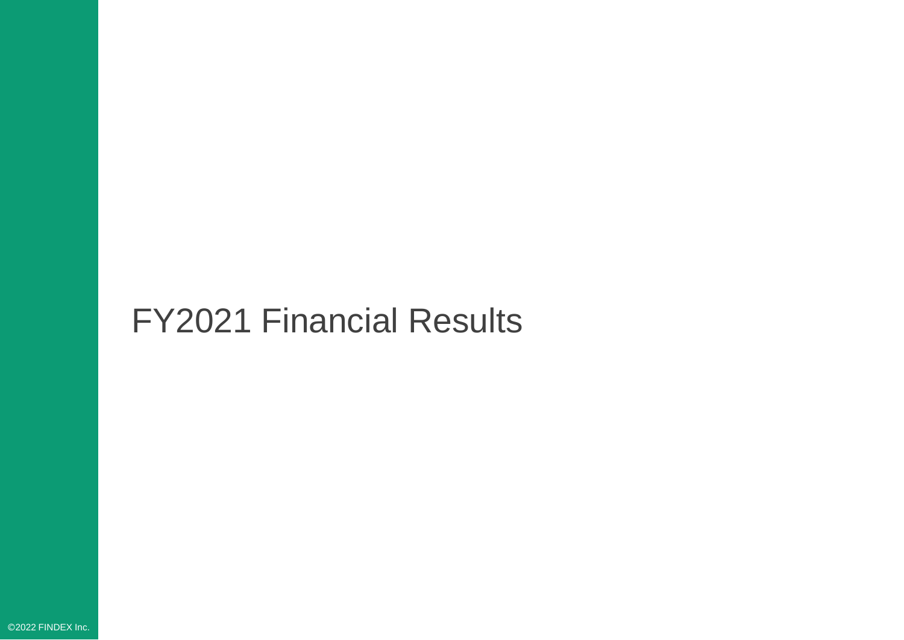# FY2021 Financial Results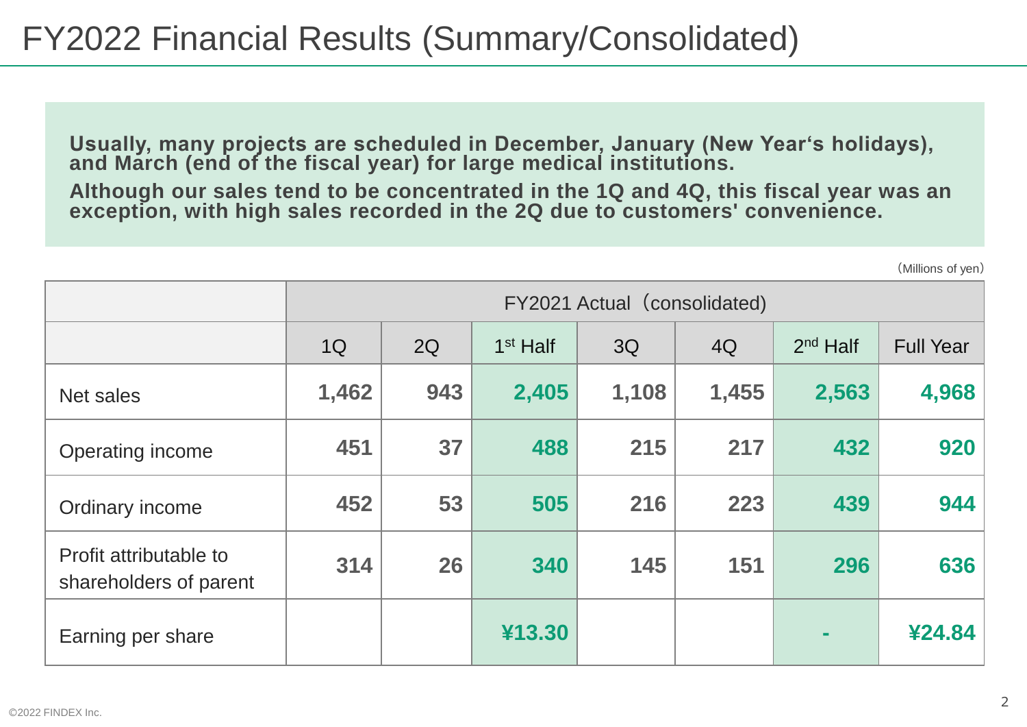# FY2022 Financial Results (Summary/Consolidated)

**Usually, many projects are scheduled in December, January (New Year's holidays), and March (end of the fiscal year) for large medical institutions.**

**Although our sales tend to be concentrated in the 1Q and 4Q, this fiscal year was an exception, with high sales recorded in the 2Q due to customers' convenience.**

(Millions of yen)

| | FY2021 Actual（consolidated) | | | | | | |
|---|---|---|---|---|---|---|---|
| | 1Q | 2Q | 1st Half | 3Q | 4Q | 2nd Half | Full Year |
| Net sales | 1,462 | 943 | 2,405 | 1,108 | 1,455 | 2,563 | 4,968 |
| Operating income | 451 | 37 | 488 | 215 | 217 | 432 | 920 |
| Ordinary income | 452 | 53 | 505 | 216 | 223 | 439 | 944 |
| Profit attributable to shareholders of parent | 314 | 26 | 340 | 145 | 151 | 296 | 636 |
| Earning per share | | | ¥13.30 | | | - | ¥24.84 |

©2022 FINDEX Inc.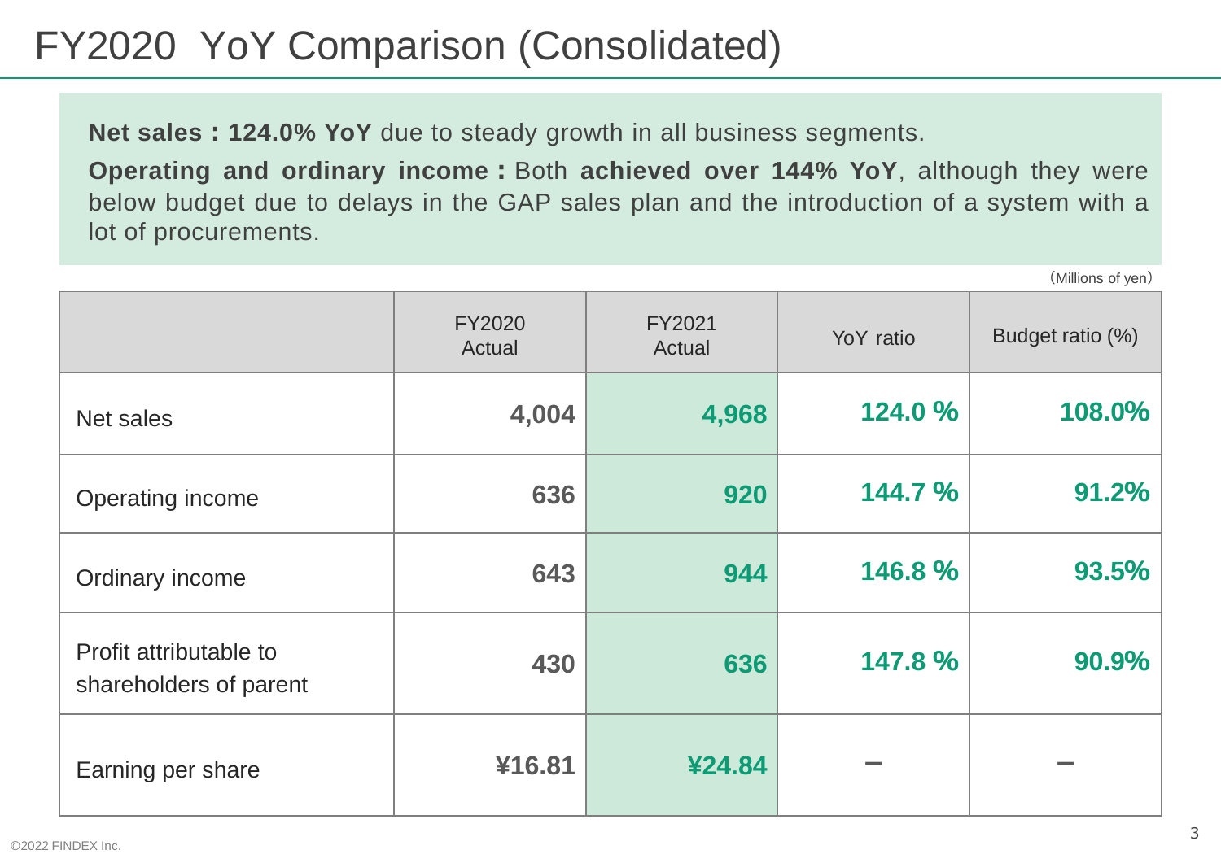# FY2020 YoY Comparison (Consolidated)

**Net sales：124.0% YoY** due to steady growth in all business segments.

**Operating and ordinary income：**Both **achieved over 144% YoY**, although they were below budget due to delays in the GAP sales plan and the introduction of a system with a lot of procurements.

（Millions of yen）

| | FY2020 Actual | FY2021 Actual | YoY ratio | Budget ratio (%) |
|---|---|---|---|---|
| Net sales | **4,004** | **4,968** | **124.0 %** | **108.0%** |
| Operating income | **636** | **920** | **144.7 %** | **91.2%** |
| Ordinary income | **643** | **944** | **146.8 %** | **93.5%** |
| Profit attributable to shareholders of parent | **430** | **636** | **147.8 %** | **90.9%** |
| Earning per share | **¥16.81** | **¥24.84** | － | － |

©2022 FINDEX Inc.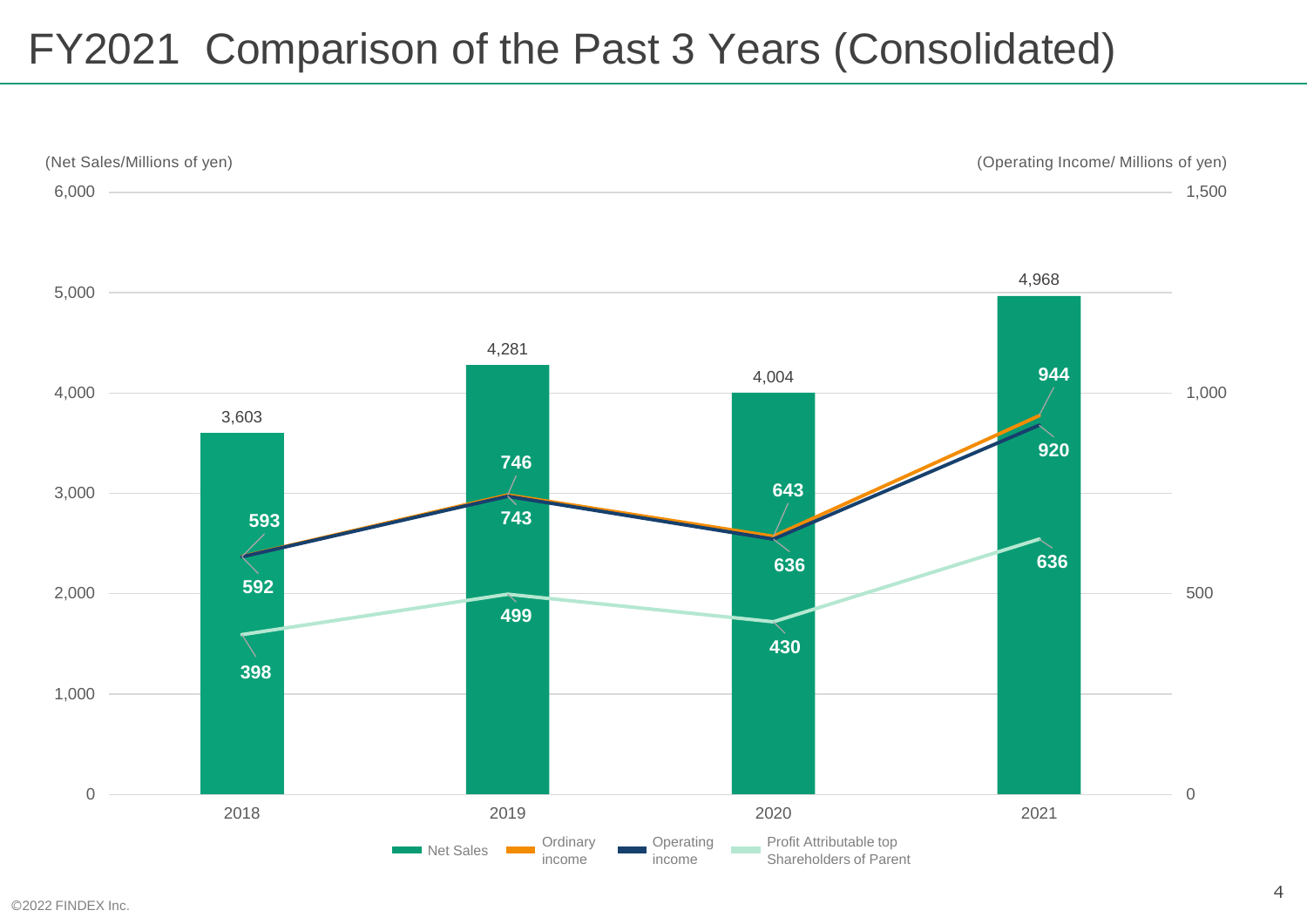# FY2021 Comparison of the Past 3 Years (Consolidated)

(Net Sales/Millions of yen) (Operating Income/ Millions of yen)

| | 2018 | 2019 | 2020 | 2021 |
|---|---|---|---|---|
| Net Sales | 3,603 | 4,281 | 4,004 | 4,968 |
| Ordinary income | 593 | 746 | 643 | 944 |
| Operating income | 592 | 743 | 636 | 920 |
| Profit Attributable top Shareholders of Parent | 398 | 499 | 430 | 636 |

©2022 FINDEX Inc.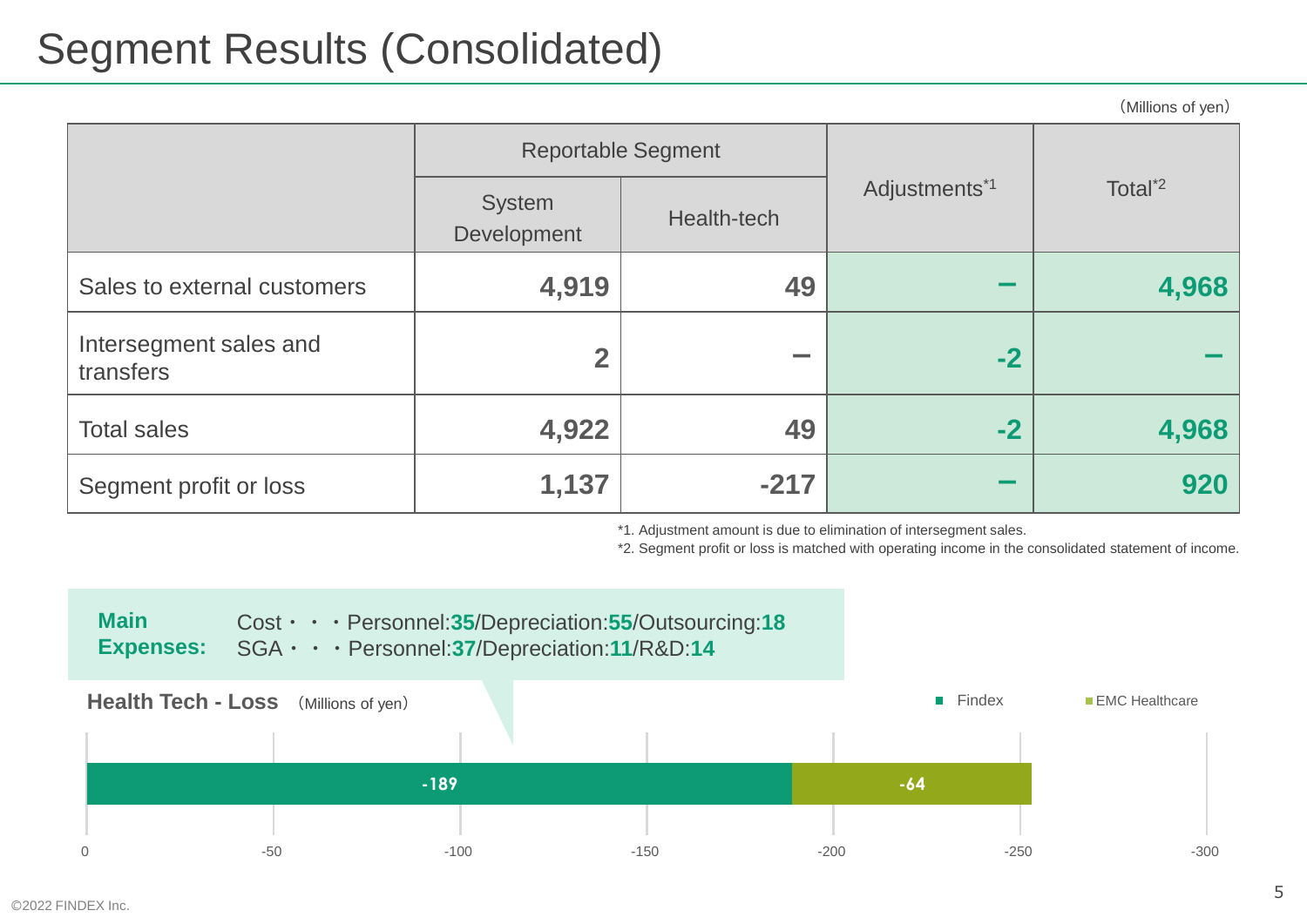# Segment Results (Consolidated)

(Millions of yen)

| | Reportable Segment | | Adjustments[*1] | Total[*2] |
|---|---|---|---|---|
| | System Development | Health-tech | | |
| Sales to external customers | 4,919 | 49 | − | 4,968 |
| Intersegment sales and transfers | 2 | − | -2 | − |
| Total sales | 4,922 | 49 | -2 | 4,968 |
| Segment profit or loss | 1,137 | -217 | − | 920 |

*1. Adjustment amount is due to elimination of intersegment sales.

*2. Segment profit or loss is matched with operating income in the consolidated statement of income.

**Main Expenses:**
Cost・・・Personnel:**35**/Depreciation:**55**/Outsourcing:**18**
SGA・・・Personnel:**37**/Depreciation:**11**/R&D:**14**

**Health Tech - Loss** (Millions of yen)

| | Findex | EMC Healthcare |
|---|---|---|
| Health Tech - Loss | -189 | -64 |

©2022 FINDEX Inc.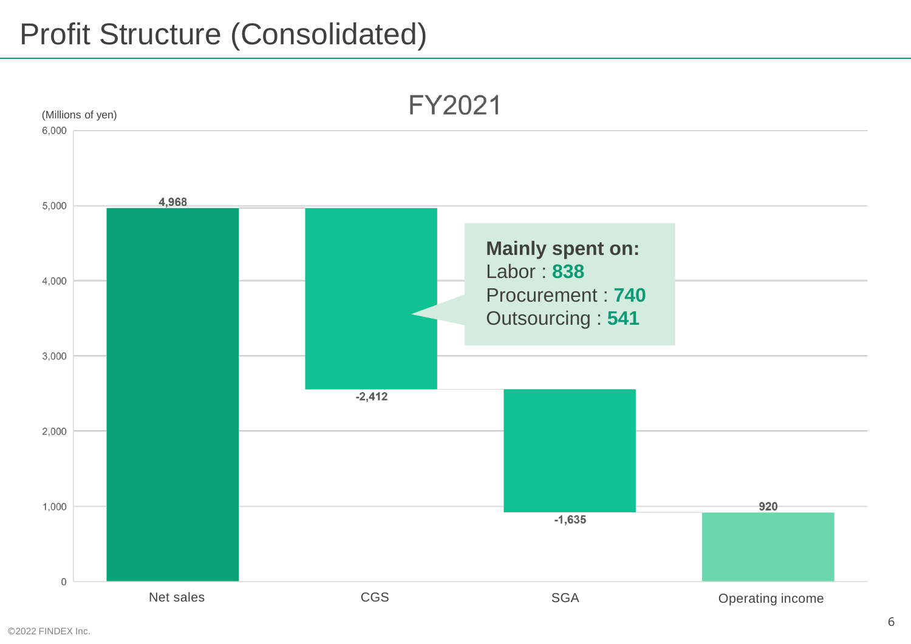# Profit Structure (Consolidated)

## FY2021

(Millions of yen)

| | Net sales | CGS | SGA | Operating income |
|---|---|---|---|---|
| Value | 4,968 | -2,412 | -1,635 | 920 |

**Mainly spent on:**
Labor : **838**
Procurement : **740**
Outsourcing : **541**

©2022 FINDEX Inc.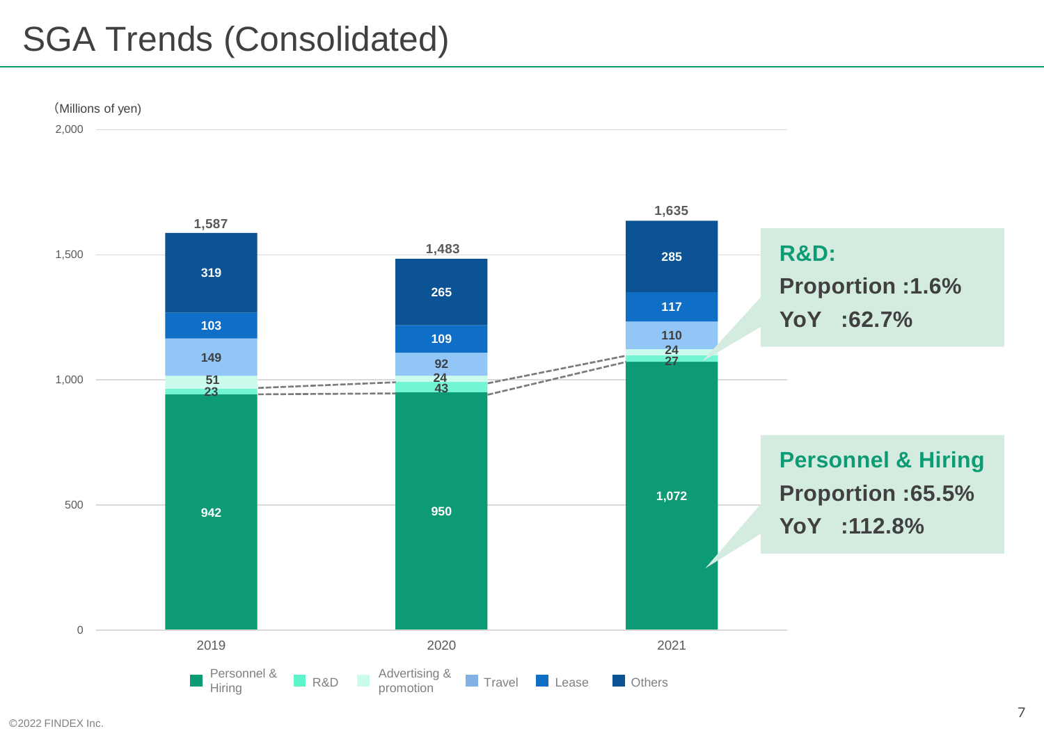# SGA Trends (Consolidated)

(Millions of yen)

| | 2019 | 2020 | 2021 |
|---|---|---|---|
| Personnel & Hiring | 942 | 950 | 1,072 |
| R&D | 23 | 43 | 27 |
| Advertising & promotion | 51 | 24 | 24 |
| Travel | 149 | 92 | 110 |
| Lease | 103 | 109 | 117 |
| Others | 319 | 265 | 285 |
| Total | 1,587 | 1,483 | 1,635 |

**R&D:**
**Proportion :1.6%**
**YoY :62.7%**

**Personnel & Hiring**
**Proportion :65.5%**
**YoY :112.8%**

©2022 FINDEX Inc.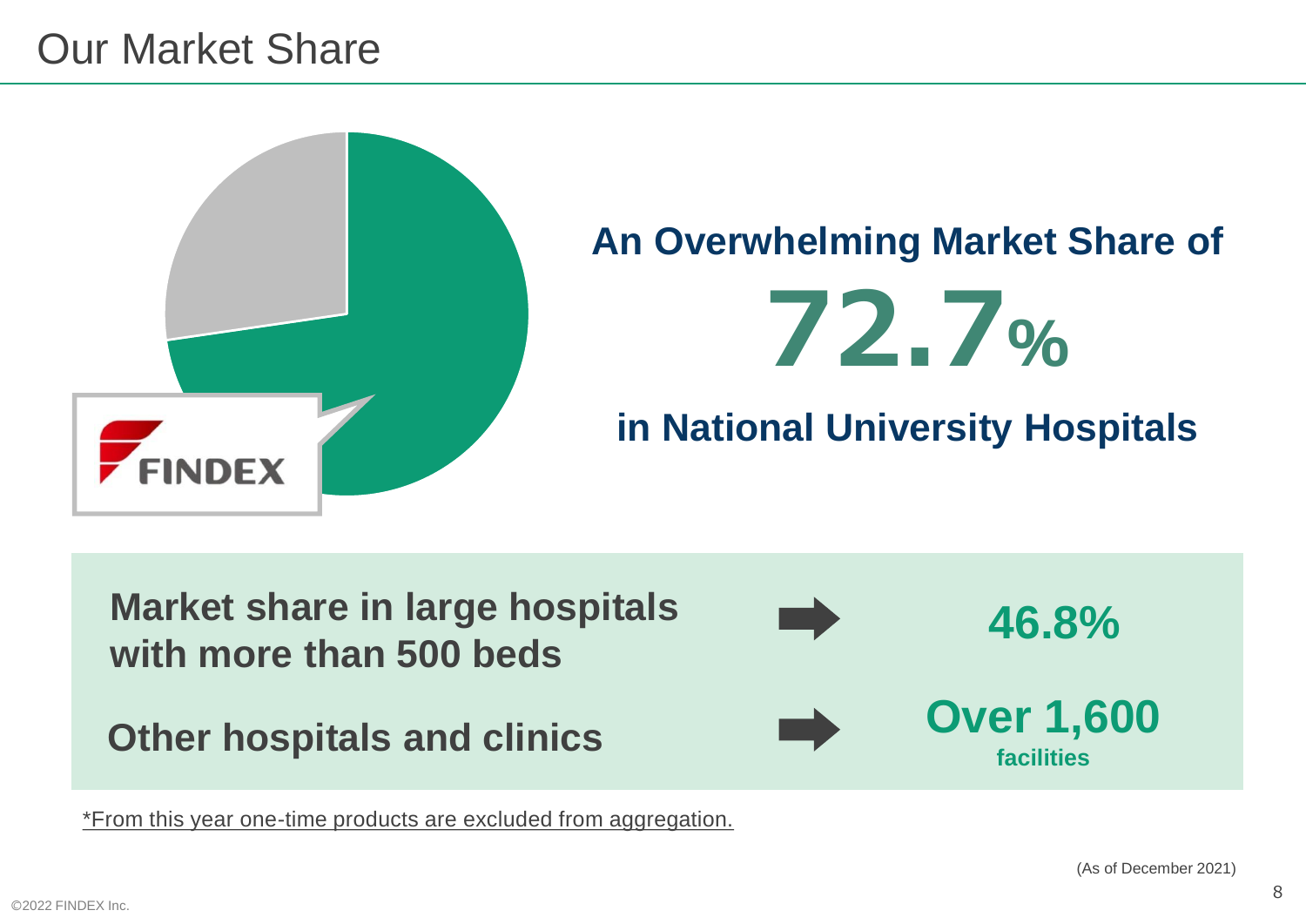# Our Market Share

FINDEX

**An Overwhelming Market Share of**

**72.7%**

**in National University Hospitals**

| | |
|---|---|
| **Market share in large hospitals with more than 500 beds** | **46.8%** |
| **Other hospitals and clinics** | **Over 1,600 facilities** |

*From this year one-time products are excluded from aggregation.

(As of December 2021)

©2022 FINDEX Inc.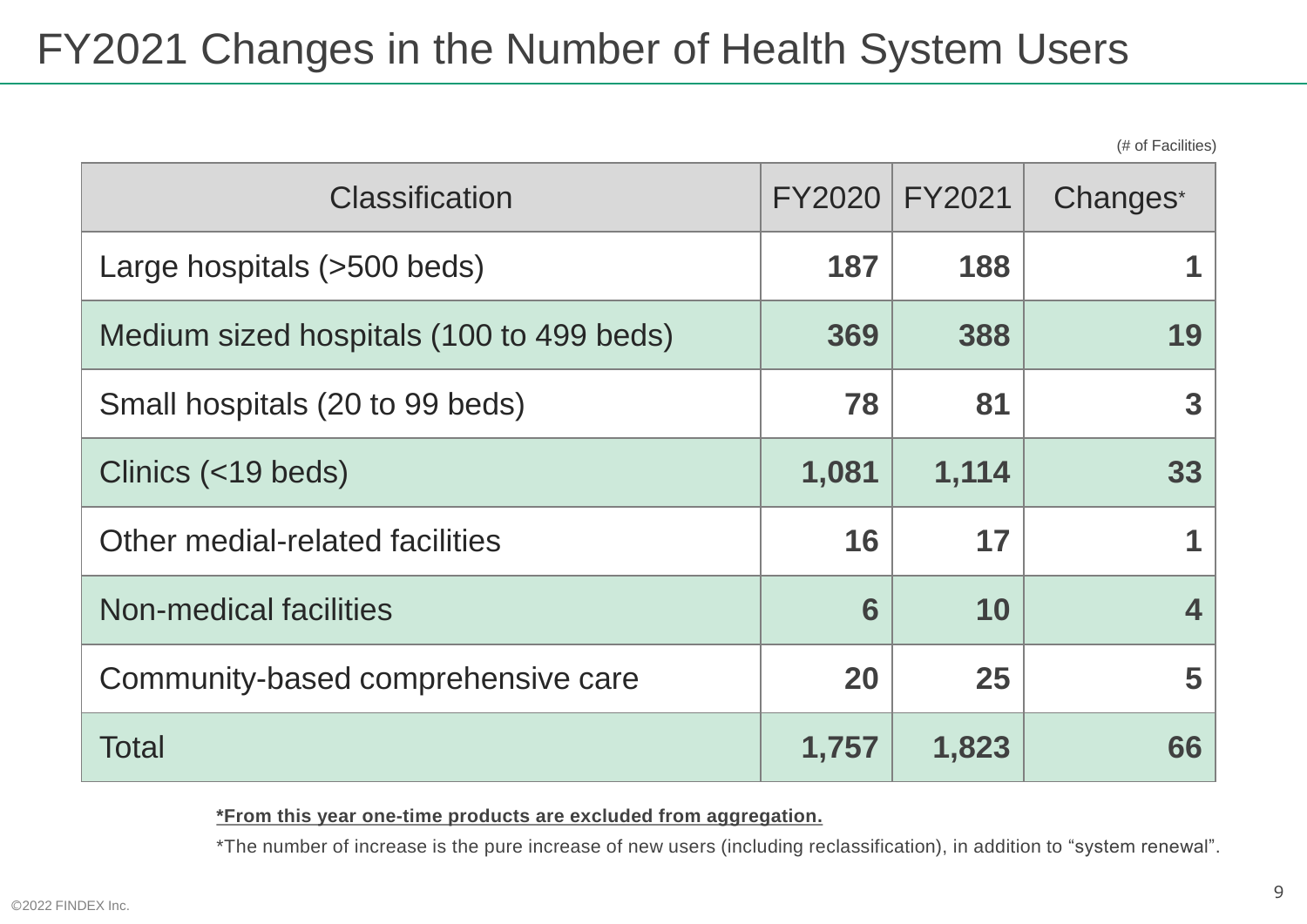# FY2021 Changes in the Number of Health System Users

(# of Facilities)

| Classification | FY2020 | FY2021 | Changes* |
|---|---|---|---|
| Large hospitals (>500 beds) | **187** | **188** | **1** |
| Medium sized hospitals (100 to 499 beds) | **369** | **388** | **19** |
| Small hospitals (20 to 99 beds) | **78** | **81** | **3** |
| Clinics (<19 beds) | **1,081** | **1,114** | **33** |
| Other medial-related facilities | **16** | **17** | **1** |
| Non-medical facilities | **6** | **10** | **4** |
| Community-based comprehensive care | **20** | **25** | **5** |
| Total | **1,757** | **1,823** | **66** |

***From this year one-time products are excluded from aggregation.***

*The number of increase is the pure increase of new users (including reclassification), in addition to "system renewal".

©2022 FINDEX Inc.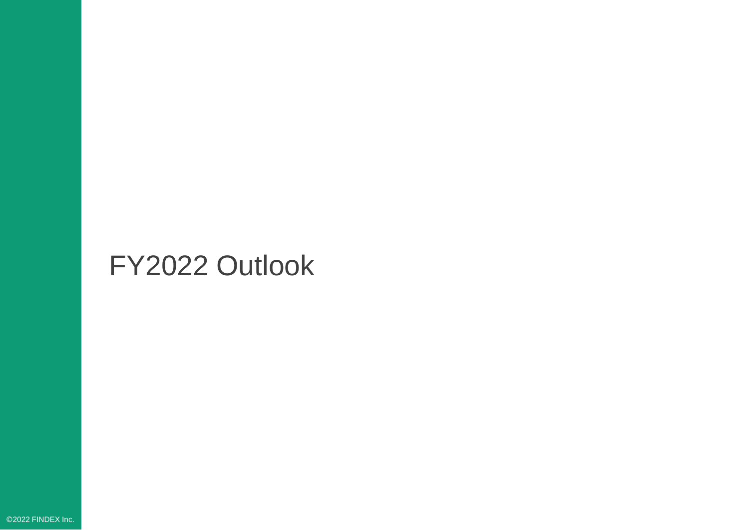# FY2022 Outlook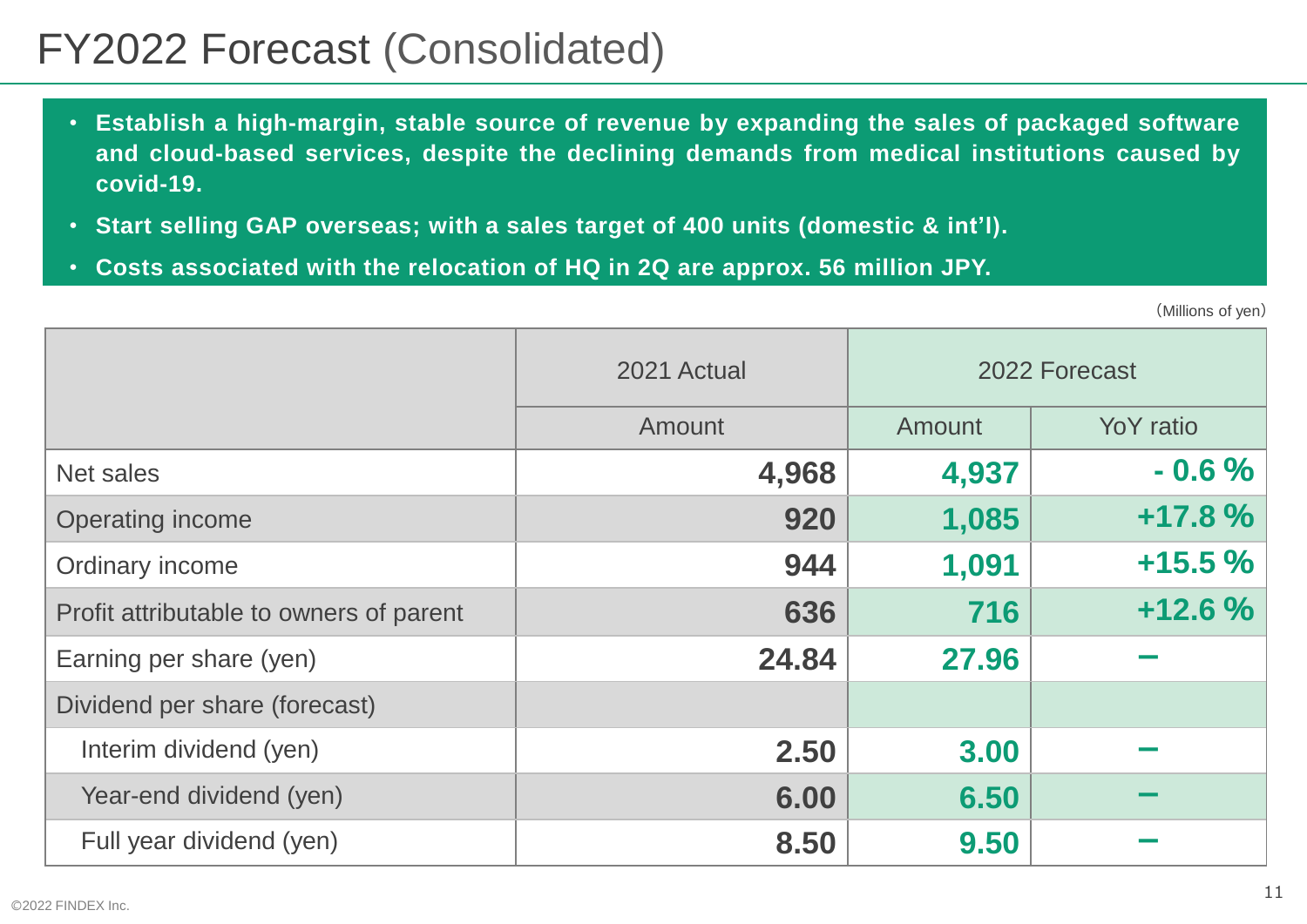# FY2022 Forecast (Consolidated)

- **Establish a high-margin, stable source of revenue by expanding the sales of packaged software and cloud-based services, despite the declining demands from medical institutions caused by covid-19.**
- **Start selling GAP overseas; with a sales target of 400 units (domestic & int'l).**
- **Costs associated with the relocation of HQ in 2Q are approx. 56 million JPY.**

(Millions of yen)

| | 2021 Actual | 2022 Forecast | |
|---|---|---|---|
| | Amount | Amount | YoY ratio |
| Net sales | **4,968** | **4,937** | **- 0.6 %** |
| Operating income | **920** | **1,085** | **+17.8 %** |
| Ordinary income | **944** | **1,091** | **+15.5 %** |
| Profit attributable to owners of parent | **636** | **716** | **+12.6 %** |
| Earning per share (yen) | **24.84** | **27.96** | **－** |
| Dividend per share (forecast) | | | |
| Interim dividend (yen) | **2.50** | **3.00** | **－** |
| Year-end dividend (yen) | **6.00** | **6.50** | **－** |
| Full year dividend (yen) | **8.50** | **9.50** | **－** |

©2022 FINDEX Inc.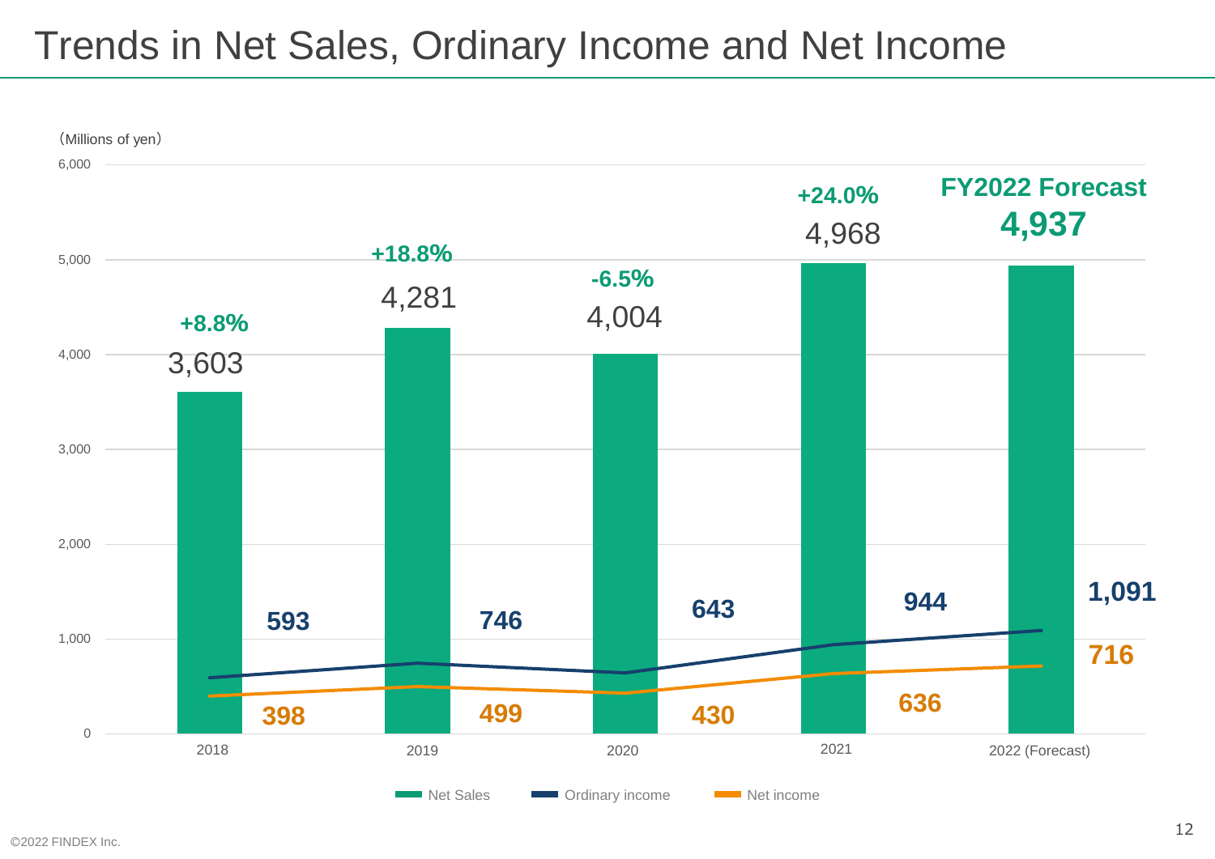# Trends in Net Sales, Ordinary Income and Net Income

(Millions of yen)

| | 2018 | 2019 | 2020 | 2021 | 2022 (Forecast) |
|---|---|---|---|---|---|
| Net Sales | 3,603 | 4,281 | 4,004 | 4,968 | 4,937 |
| YoY change | +8.8% | +18.8% | -6.5% | +24.0% | |
| Ordinary income | 593 | 746 | 643 | 944 | 1,091 |
| Net income | 398 | 499 | 430 | 636 | 716 |

FY2022 Forecast 4,937

©2022 FINDEX Inc.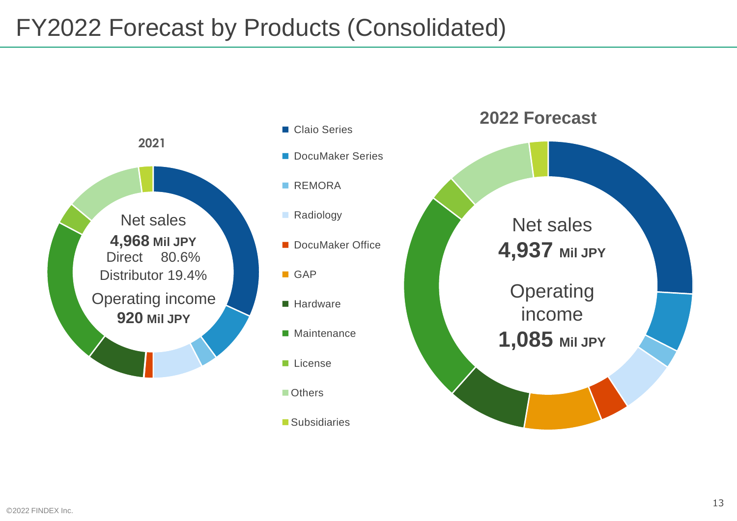# FY2022 Forecast by Products (Consolidated)

**2021**

Net sales
**4,968** **Mil JPY**
Direct 80.6%
Distributor 19.4%
Operating income
**920** **Mil JPY**

- Claio Series
- DocuMaker Series
- REMORA
- Radiology
- DocuMaker Office
- GAP
- Hardware
- Maintenance
- License
- Others
- Subsidiaries

**2022 Forecast**

Net sales
**4,937** **Mil JPY**
Operating income
**1,085** **Mil JPY**

©2022 FINDEX Inc.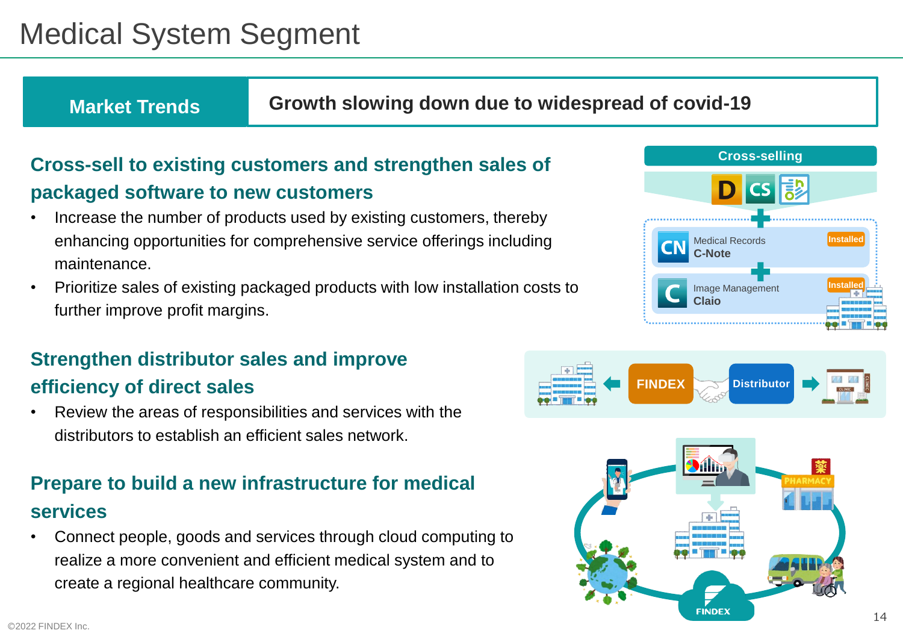# Medical System Segment

| Market Trends | Growth slowing down due to widespread of covid-19 |
|---|---|

## Cross-sell to existing customers and strengthen sales of packaged software to new customers

- Increase the number of products used by existing customers, thereby enhancing opportunities for comprehensive service offerings including maintenance.
- Prioritize sales of existing packaged products with low installation costs to further improve profit margins.

Cross-selling

Medical Records C-Note — Installed

Image Management Claio — Installed

## Strengthen distributor sales and improve efficiency of direct sales

- Review the areas of responsibilities and services with the distributors to establish an efficient sales network.

FINDEX — Distributor

## Prepare to build a new infrastructure for medical services

- Connect people, goods and services through cloud computing to realize a more convenient and efficient medical system and to create a regional healthcare community.

©2022 FINDEX Inc.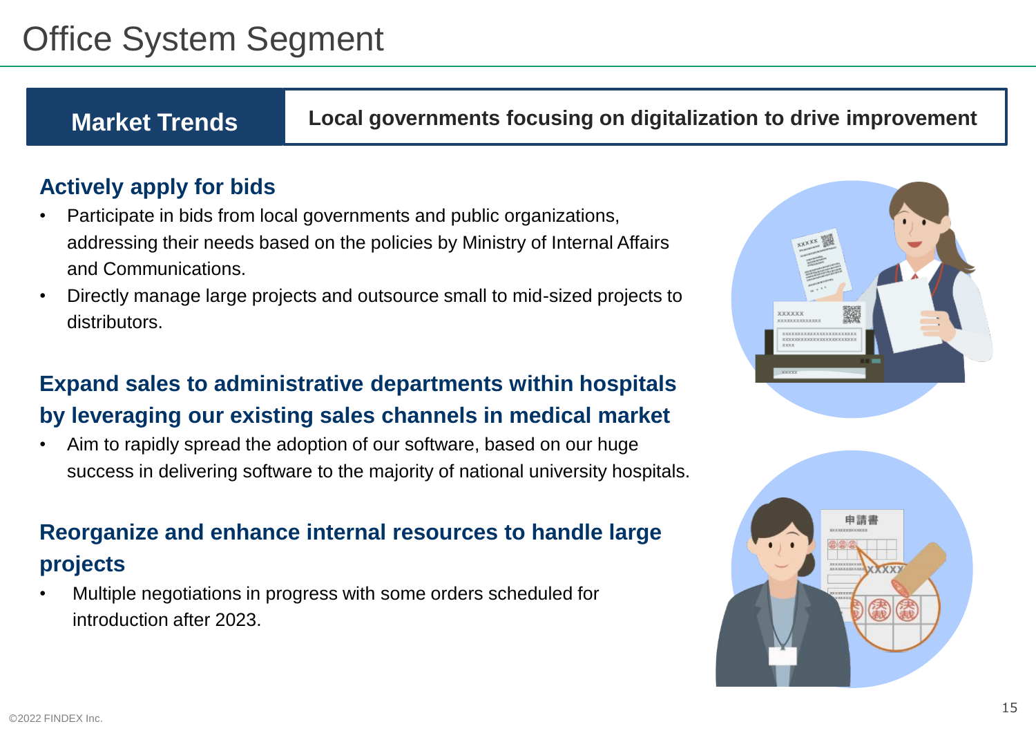# Office System Segment

**Market Trends** | **Local governments focusing on digitalization to drive improvement**

### Actively apply for bids

- Participate in bids from local governments and public organizations, addressing their needs based on the policies by Ministry of Internal Affairs and Communications.
- Directly manage large projects and outsource small to mid-sized projects to distributors.

### Expand sales to administrative departments within hospitals by leveraging our existing sales channels in medical market

- Aim to rapidly spread the adoption of our software, based on our huge success in delivering software to the majority of national university hospitals.

### Reorganize and enhance internal resources to handle large projects

- Multiple negotiations in progress with some orders scheduled for introduction after 2023.

©2022 FINDEX Inc.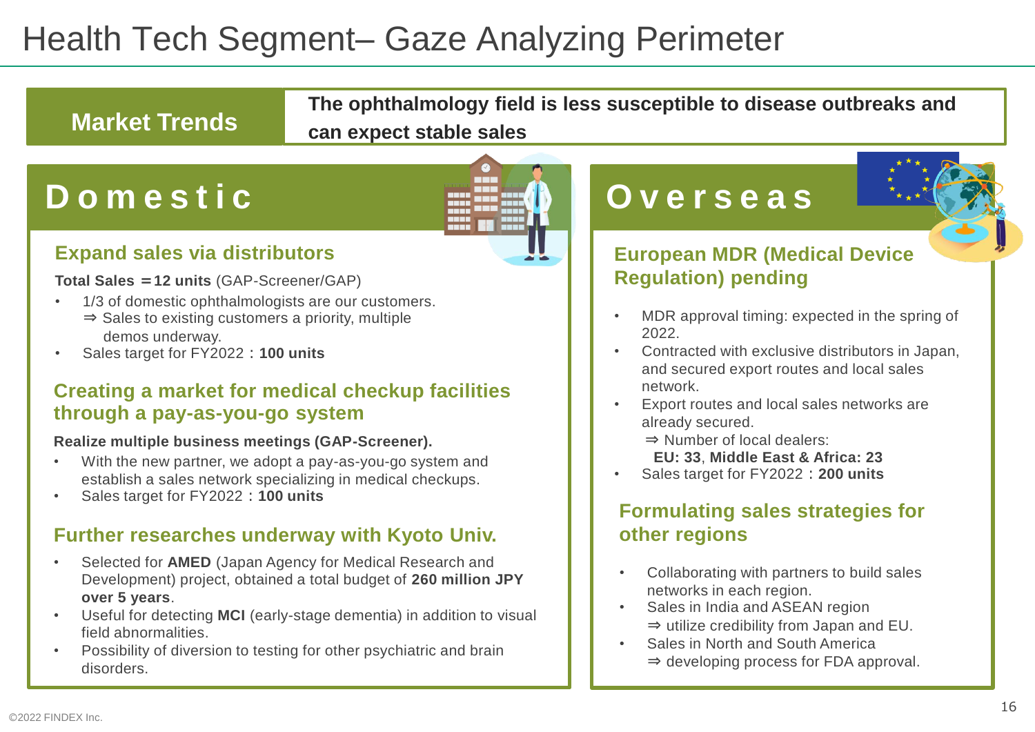# Health Tech Segment– Gaze Analyzing Perimeter

**Market Trends** | **The ophthalmology field is less susceptible to disease outbreaks and can expect stable sales**

## Domestic

### Expand sales via distributors

**Total Sales ＝12 units** (GAP-Screener/GAP)

- 1/3 of domestic ophthalmologists are our customers.
  ⇒ Sales to existing customers a priority, multiple demos underway.
- Sales target for FY2022：**100 units**

### Creating a market for medical checkup facilities through a pay-as-you-go system

**Realize multiple business meetings (GAP-Screener).**

- With the new partner, we adopt a pay-as-you-go system and establish a sales network specializing in medical checkups.
- Sales target for FY2022：**100 units**

### Further researches underway with Kyoto Univ.

- Selected for **AMED** (Japan Agency for Medical Research and Development) project, obtained a total budget of **260 million JPY over 5 years**.
- Useful for detecting **MCI** (early-stage dementia) in addition to visual field abnormalities.
- Possibility of diversion to testing for other psychiatric and brain disorders.

## Overseas

### European MDR (Medical Device Regulation) pending

- MDR approval timing: expected in the spring of 2022.
- Contracted with exclusive distributors in Japan, and secured export routes and local sales network.
- Export routes and local sales networks are already secured.
  ⇒ Number of local dealers:
  **EU: 33**, **Middle East & Africa: 23**
- Sales target for FY2022：**200 units**

### Formulating sales strategies for other regions

- Collaborating with partners to build sales networks in each region.
- Sales in India and ASEAN region
  ⇒ utilize credibility from Japan and EU.
- Sales in North and South America
  ⇒ developing process for FDA approval.

©2022 FINDEX Inc.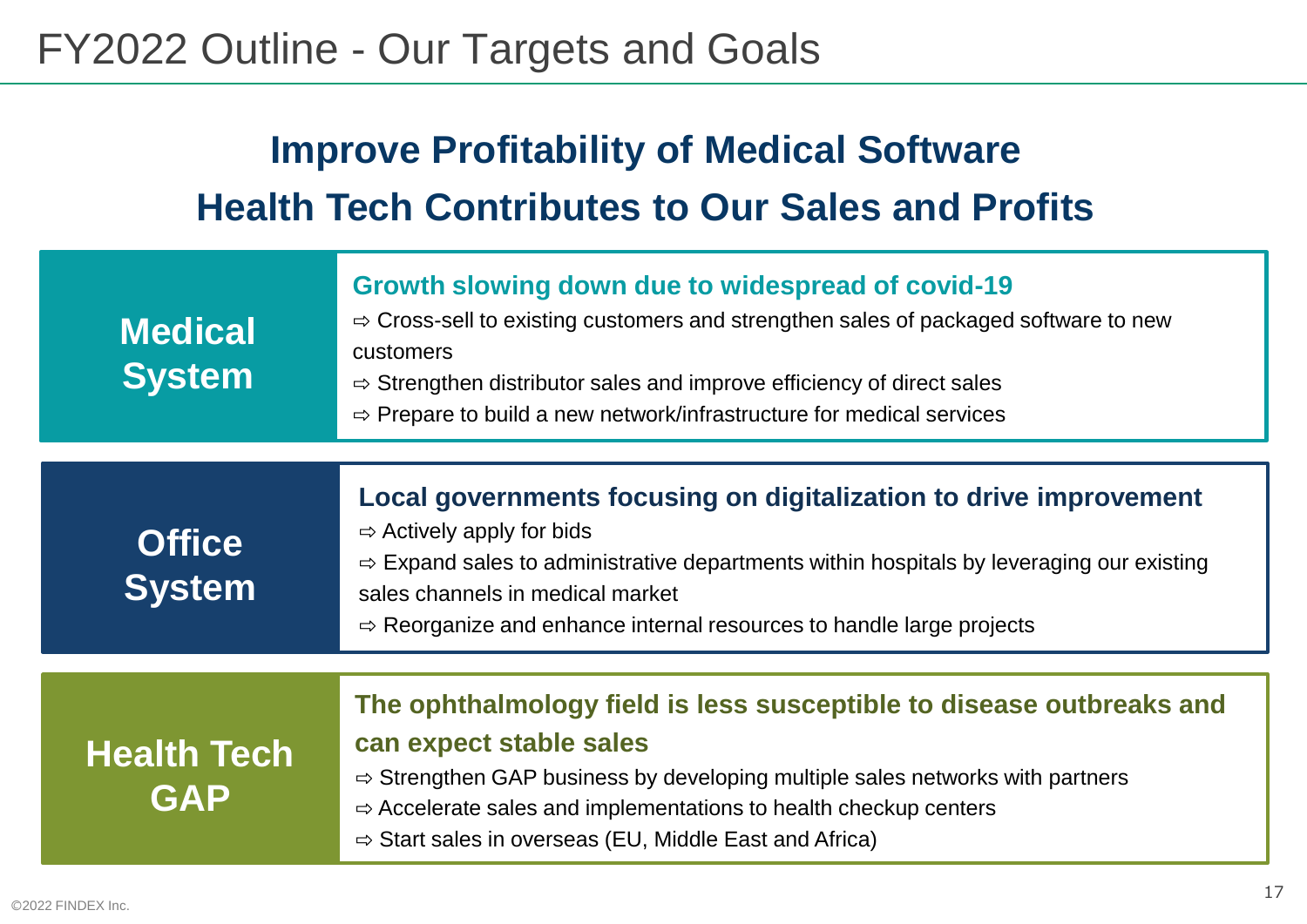# FY2022 Outline - Our Targets and Goals

## Improve Profitability of Medical Software
## Health Tech Contributes to Our Sales and Profits

### Medical System

**Growth slowing down due to widespread of covid-19**

⇨ Cross-sell to existing customers and strengthen sales of packaged software to new customers
⇨ Strengthen distributor sales and improve efficiency of direct sales
⇨ Prepare to build a new network/infrastructure for medical services

### Office System

**Local governments focusing on digitalization to drive improvement**

⇨ Actively apply for bids
⇨ Expand sales to administrative departments within hospitals by leveraging our existing sales channels in medical market
⇨ Reorganize and enhance internal resources to handle large projects

### Health Tech GAP

**The ophthalmology field is less susceptible to disease outbreaks and can expect stable sales**

⇨ Strengthen GAP business by developing multiple sales networks with partners
⇨ Accelerate sales and implementations to health checkup centers
⇨ Start sales in overseas (EU, Middle East and Africa)

©2022 FINDEX Inc.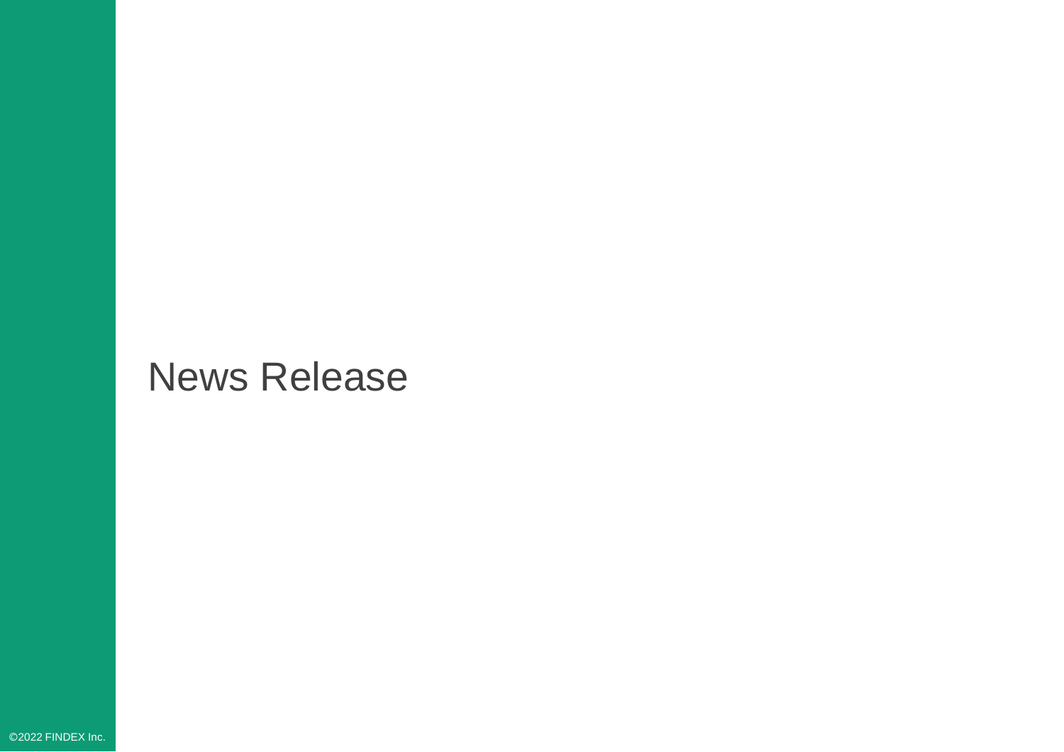# News Release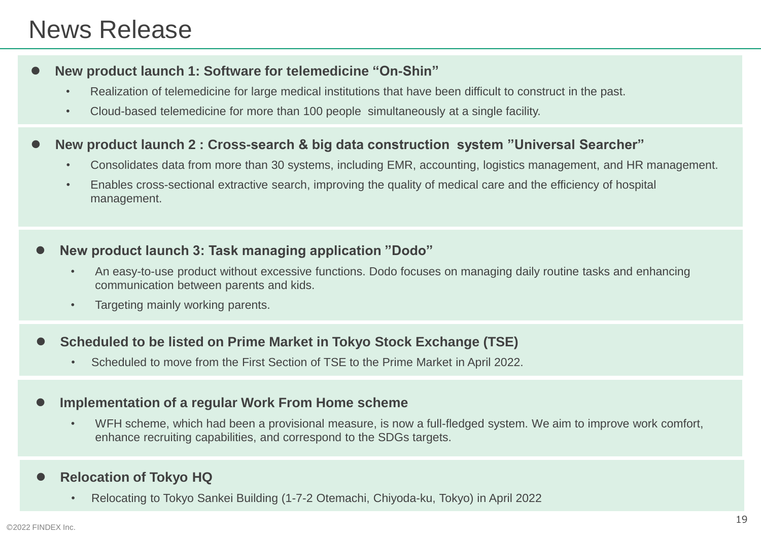# News Release

- **New product launch 1: Software for telemedicine “On-Shin”**
  - Realization of telemedicine for large medical institutions that have been difficult to construct in the past.
  - Cloud-based telemedicine for more than 100 people simultaneously at a single facility.

- **New product launch 2 : Cross-search & big data construction system ”Universal Searcher”**
  - Consolidates data from more than 30 systems, including EMR, accounting, logistics management, and HR management.
  - Enables cross-sectional extractive search, improving the quality of medical care and the efficiency of hospital management.

- **New product launch 3: Task managing application ”Dodo”**
  - An easy-to-use product without excessive functions. Dodo focuses on managing daily routine tasks and enhancing communication between parents and kids.
  - Targeting mainly working parents.

- **Scheduled to be listed on Prime Market in Tokyo Stock Exchange (TSE)**
  - Scheduled to move from the First Section of TSE to the Prime Market in April 2022.

- **Implementation of a regular Work From Home scheme**
  - WFH scheme, which had been a provisional measure, is now a full-fledged system. We aim to improve work comfort, enhance recruiting capabilities, and correspond to the SDGs targets.

- **Relocation of Tokyo HQ**
  - Relocating to Tokyo Sankei Building (1-7-2 Otemachi, Chiyoda-ku, Tokyo) in April 2022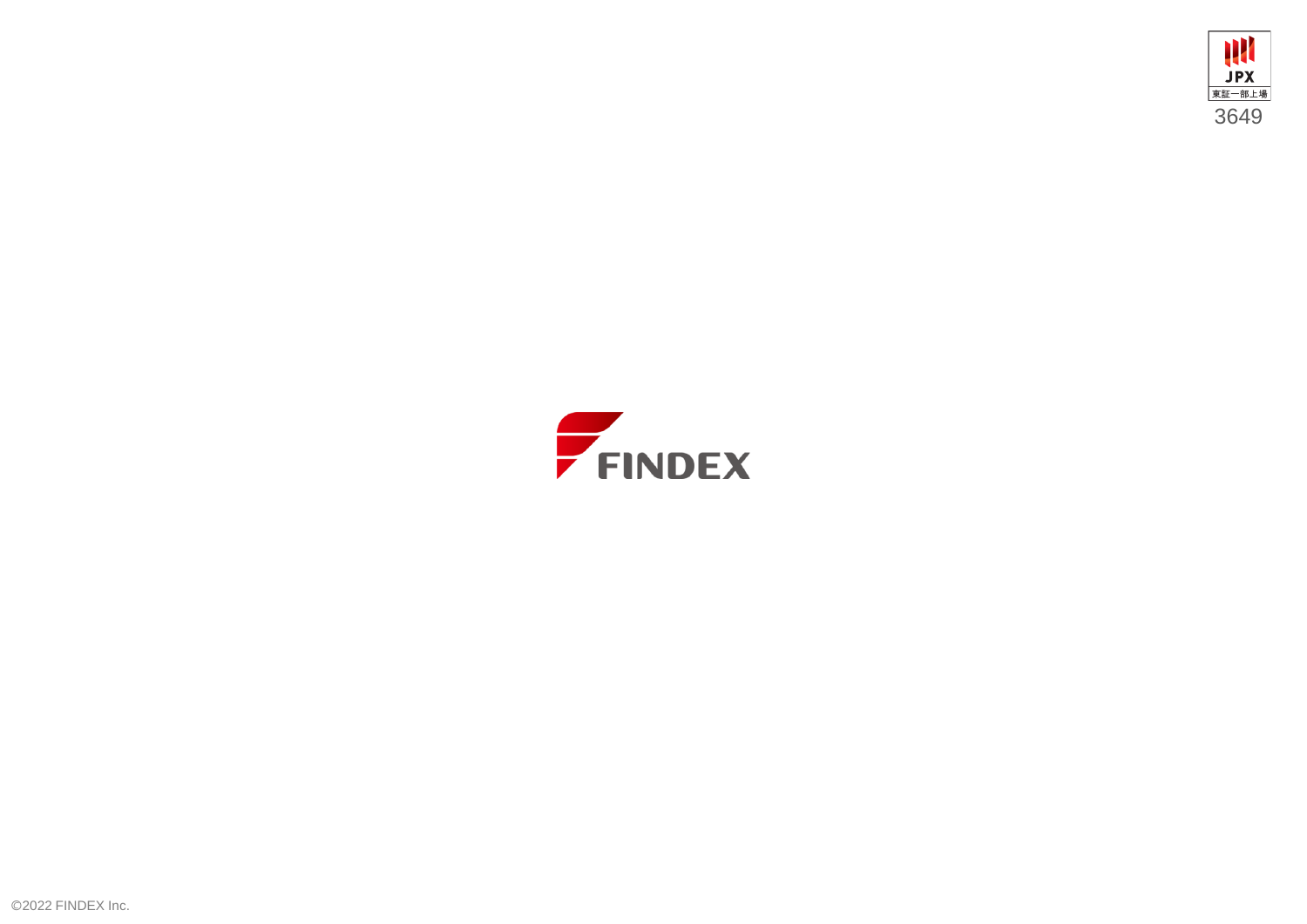JPX
東証一部上場
3649

FINDEX

©2022 FINDEX Inc.